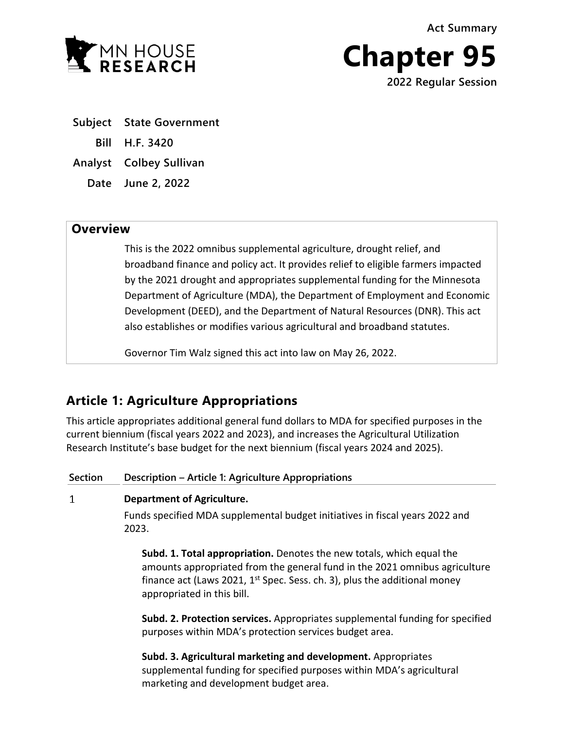Act Summary

# Chapter 95

2022 Regular Session

| | |
|---|---|
| **Subject** | **State Government** |
| **Bill** | **H.F. 3420** |
| **Analyst** | **Colbey Sullivan** |
| **Date** | **June 2, 2022** |

## Overview

This is the 2022 omnibus supplemental agriculture, drought relief, and broadband finance and policy act. It provides relief to eligible farmers impacted by the 2021 drought and appropriates supplemental funding for the Minnesota Department of Agriculture (MDA), the Department of Employment and Economic Development (DEED), and the Department of Natural Resources (DNR). This act also establishes or modifies various agricultural and broadband statutes.

Governor Tim Walz signed this act into law on May 26, 2022.

## Article 1: Agriculture Appropriations

This article appropriates additional general fund dollars to MDA for specified purposes in the current biennium (fiscal years 2022 and 2023), and increases the Agricultural Utilization Research Institute's base budget for the next biennium (fiscal years 2024 and 2025).

| Section | Description – Article 1: Agriculture Appropriations |
|---|---|
| 1 | **Department of Agriculture.**<br>Funds specified MDA supplemental budget initiatives in fiscal years 2022 and 2023.<br><br>**Subd. 1. Total appropriation.** Denotes the new totals, which equal the amounts appropriated from the general fund in the 2021 omnibus agriculture finance act (Laws 2021, 1st Spec. Sess. ch. 3), plus the additional money appropriated in this bill.<br><br>**Subd. 2. Protection services.** Appropriates supplemental funding for specified purposes within MDA's protection services budget area.<br><br>**Subd. 3. Agricultural marketing and development.** Appropriates supplemental funding for specified purposes within MDA's agricultural marketing and development budget area. |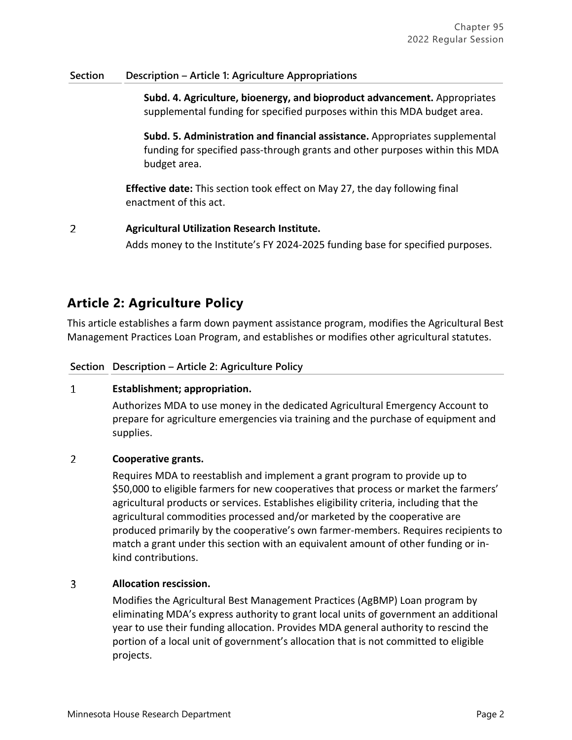| Section | Description – Article 1: Agriculture Appropriations |
|---|---|
| | **Subd. 4. Agriculture, bioenergy, and bioproduct advancement.** Appropriates supplemental funding for specified purposes within this MDA budget area.<br><br>**Subd. 5. Administration and financial assistance.** Appropriates supplemental funding for specified pass-through grants and other purposes within this MDA budget area.<br><br>**Effective date:** This section took effect on May 27, the day following final enactment of this act. |
| 2 | **Agricultural Utilization Research Institute.**<br>Adds money to the Institute's FY 2024-2025 funding base for specified purposes. |

## Article 2: Agriculture Policy

This article establishes a farm down payment assistance program, modifies the Agricultural Best Management Practices Loan Program, and establishes or modifies other agricultural statutes.

| Section | Description – Article 2: Agriculture Policy |
|---|---|
| 1 | **Establishment; appropriation.**<br>Authorizes MDA to use money in the dedicated Agricultural Emergency Account to prepare for agriculture emergencies via training and the purchase of equipment and supplies. |
| 2 | **Cooperative grants.**<br>Requires MDA to reestablish and implement a grant program to provide up to $50,000 to eligible farmers for new cooperatives that process or market the farmers' agricultural products or services. Establishes eligibility criteria, including that the agricultural commodities processed and/or marketed by the cooperative are produced primarily by the cooperative's own farmer-members. Requires recipients to match a grant under this section with an equivalent amount of other funding or in-kind contributions. |
| 3 | **Allocation rescission.**<br>Modifies the Agricultural Best Management Practices (AgBMP) Loan program by eliminating MDA's express authority to grant local units of government an additional year to use their funding allocation. Provides MDA general authority to rescind the portion of a local unit of government's allocation that is not committed to eligible projects. |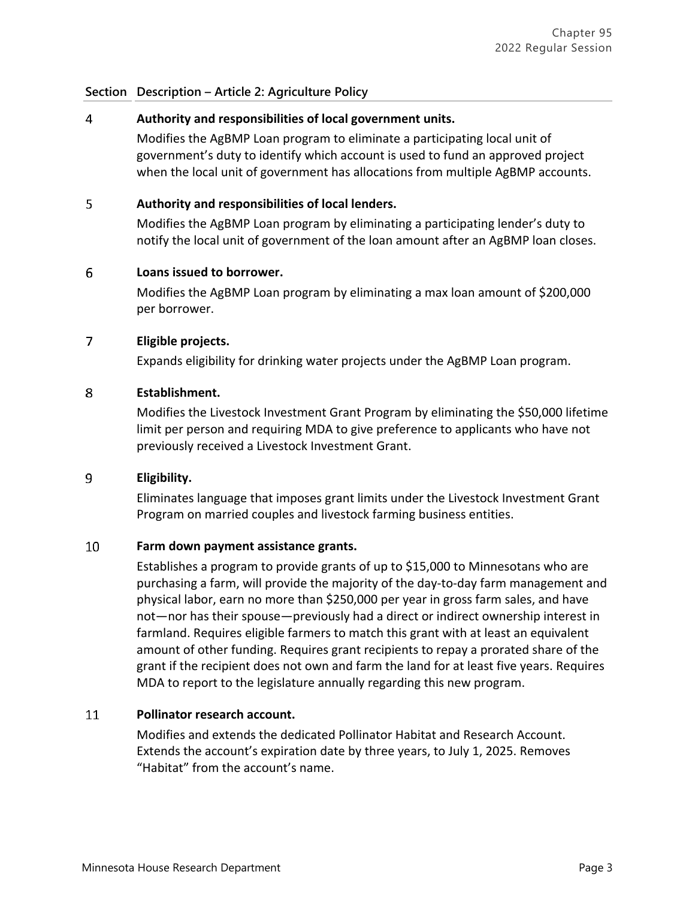| Section | Description – Article 2: Agriculture Policy |
|---|---|
| 4 | **Authority and responsibilities of local government units.**<br>Modifies the AgBMP Loan program to eliminate a participating local unit of government's duty to identify which account is used to fund an approved project when the local unit of government has allocations from multiple AgBMP accounts. |
| 5 | **Authority and responsibilities of local lenders.**<br>Modifies the AgBMP Loan program by eliminating a participating lender's duty to notify the local unit of government of the loan amount after an AgBMP loan closes. |
| 6 | **Loans issued to borrower.**<br>Modifies the AgBMP Loan program by eliminating a max loan amount of $200,000 per borrower. |
| 7 | **Eligible projects.**<br>Expands eligibility for drinking water projects under the AgBMP Loan program. |
| 8 | **Establishment.**<br>Modifies the Livestock Investment Grant Program by eliminating the $50,000 lifetime limit per person and requiring MDA to give preference to applicants who have not previously received a Livestock Investment Grant. |
| 9 | **Eligibility.**<br>Eliminates language that imposes grant limits under the Livestock Investment Grant Program on married couples and livestock farming business entities. |
| 10 | **Farm down payment assistance grants.**<br>Establishes a program to provide grants of up to $15,000 to Minnesotans who are purchasing a farm, will provide the majority of the day-to-day farm management and physical labor, earn no more than $250,000 per year in gross farm sales, and have not—nor has their spouse—previously had a direct or indirect ownership interest in farmland. Requires eligible farmers to match this grant with at least an equivalent amount of other funding. Requires grant recipients to repay a prorated share of the grant if the recipient does not own and farm the land for at least five years. Requires MDA to report to the legislature annually regarding this new program. |
| 11 | **Pollinator research account.**<br>Modifies and extends the dedicated Pollinator Habitat and Research Account. Extends the account's expiration date by three years, to July 1, 2025. Removes "Habitat" from the account's name. |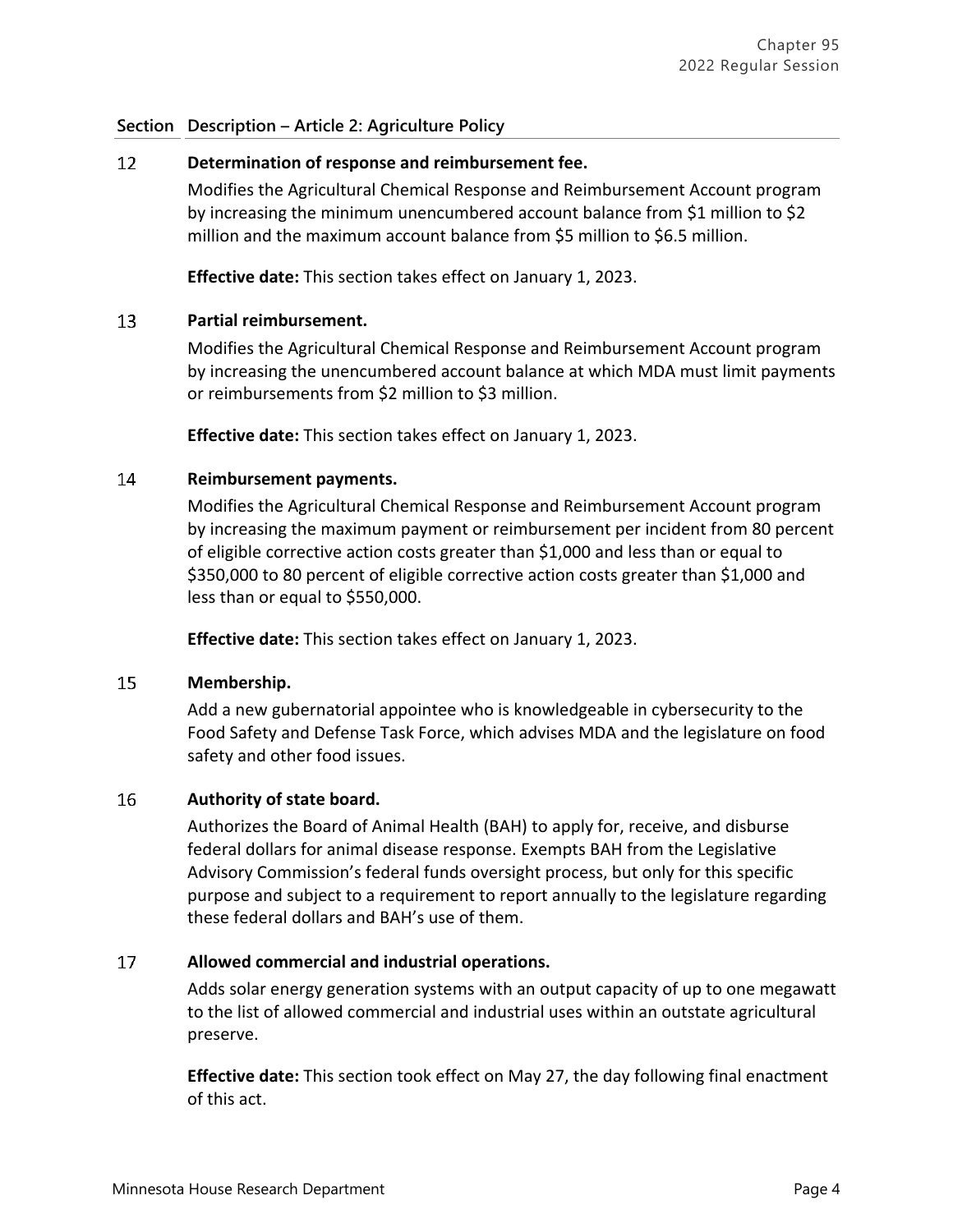| Section | Description – Article 2: Agriculture Policy |
|---|---|

12 **Determination of response and reimbursement fee.**

Modifies the Agricultural Chemical Response and Reimbursement Account program by increasing the minimum unencumbered account balance from $1 million to $2 million and the maximum account balance from $5 million to $6.5 million.

**Effective date:** This section takes effect on January 1, 2023.

13 **Partial reimbursement.**

Modifies the Agricultural Chemical Response and Reimbursement Account program by increasing the unencumbered account balance at which MDA must limit payments or reimbursements from $2 million to $3 million.

**Effective date:** This section takes effect on January 1, 2023.

14 **Reimbursement payments.**

Modifies the Agricultural Chemical Response and Reimbursement Account program by increasing the maximum payment or reimbursement per incident from 80 percent of eligible corrective action costs greater than $1,000 and less than or equal to $350,000 to 80 percent of eligible corrective action costs greater than $1,000 and less than or equal to $550,000.

**Effective date:** This section takes effect on January 1, 2023.

15 **Membership.**

Add a new gubernatorial appointee who is knowledgeable in cybersecurity to the Food Safety and Defense Task Force, which advises MDA and the legislature on food safety and other food issues.

16 **Authority of state board.**

Authorizes the Board of Animal Health (BAH) to apply for, receive, and disburse federal dollars for animal disease response. Exempts BAH from the Legislative Advisory Commission's federal funds oversight process, but only for this specific purpose and subject to a requirement to report annually to the legislature regarding these federal dollars and BAH's use of them.

17 **Allowed commercial and industrial operations.**

Adds solar energy generation systems with an output capacity of up to one megawatt to the list of allowed commercial and industrial uses within an outstate agricultural preserve.

**Effective date:** This section took effect on May 27, the day following final enactment of this act.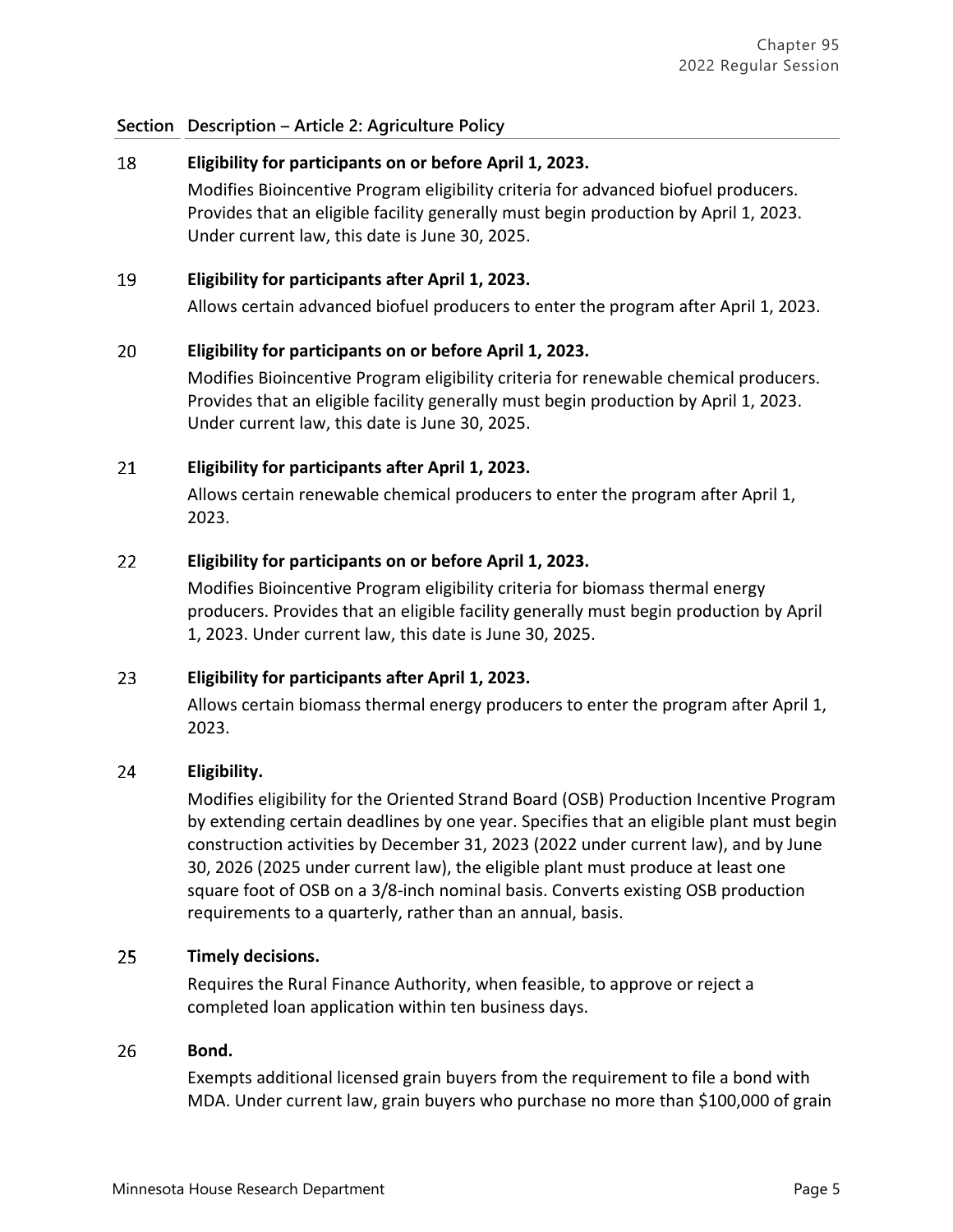| Section | Description – Article 2: Agriculture Policy |
|---|---|
| 18 | **Eligibility for participants on or before April 1, 2023.** Modifies Bioincentive Program eligibility criteria for advanced biofuel producers. Provides that an eligible facility generally must begin production by April 1, 2023. Under current law, this date is June 30, 2025. |
| 19 | **Eligibility for participants after April 1, 2023.** Allows certain advanced biofuel producers to enter the program after April 1, 2023. |
| 20 | **Eligibility for participants on or before April 1, 2023.** Modifies Bioincentive Program eligibility criteria for renewable chemical producers. Provides that an eligible facility generally must begin production by April 1, 2023. Under current law, this date is June 30, 2025. |
| 21 | **Eligibility for participants after April 1, 2023.** Allows certain renewable chemical producers to enter the program after April 1, 2023. |
| 22 | **Eligibility for participants on or before April 1, 2023.** Modifies Bioincentive Program eligibility criteria for biomass thermal energy producers. Provides that an eligible facility generally must begin production by April 1, 2023. Under current law, this date is June 30, 2025. |
| 23 | **Eligibility for participants after April 1, 2023.** Allows certain biomass thermal energy producers to enter the program after April 1, 2023. |
| 24 | **Eligibility.** Modifies eligibility for the Oriented Strand Board (OSB) Production Incentive Program by extending certain deadlines by one year. Specifies that an eligible plant must begin construction activities by December 31, 2023 (2022 under current law), and by June 30, 2026 (2025 under current law), the eligible plant must produce at least one square foot of OSB on a 3/8-inch nominal basis. Converts existing OSB production requirements to a quarterly, rather than an annual, basis. |
| 25 | **Timely decisions.** Requires the Rural Finance Authority, when feasible, to approve or reject a completed loan application within ten business days. |
| 26 | **Bond.** Exempts additional licensed grain buyers from the requirement to file a bond with MDA. Under current law, grain buyers who purchase no more than $100,000 of grain |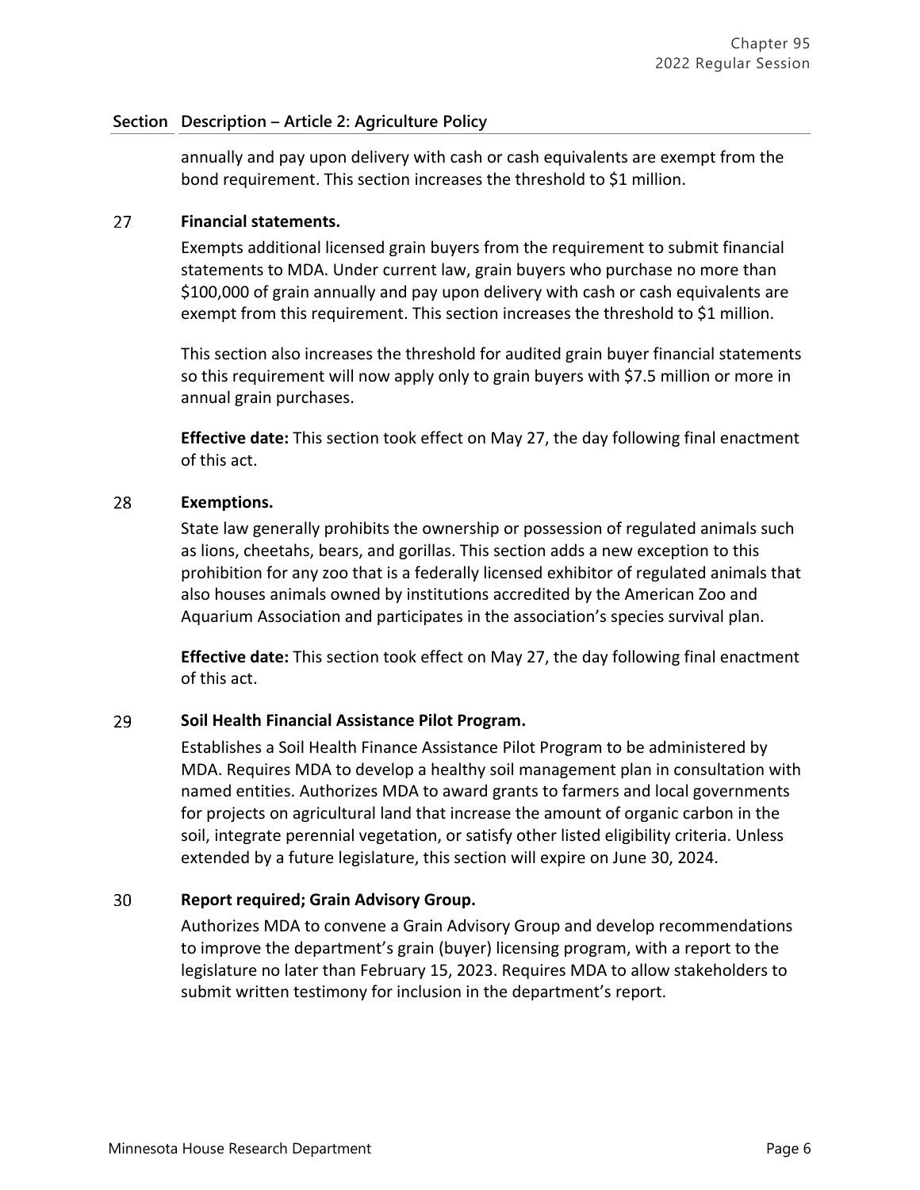| Section | Description – Article 2: Agriculture Policy |
|---|---|
| | annually and pay upon delivery with cash or cash equivalents are exempt from the bond requirement. This section increases the threshold to $1 million. |
| 27 | **Financial statements.** Exempts additional licensed grain buyers from the requirement to submit financial statements to MDA. Under current law, grain buyers who purchase no more than $100,000 of grain annually and pay upon delivery with cash or cash equivalents are exempt from this requirement. This section increases the threshold to $1 million. This section also increases the threshold for audited grain buyer financial statements so this requirement will now apply only to grain buyers with $7.5 million or more in annual grain purchases. **Effective date:** This section took effect on May 27, the day following final enactment of this act. |
| 28 | **Exemptions.** State law generally prohibits the ownership or possession of regulated animals such as lions, cheetahs, bears, and gorillas. This section adds a new exception to this prohibition for any zoo that is a federally licensed exhibitor of regulated animals that also houses animals owned by institutions accredited by the American Zoo and Aquarium Association and participates in the association's species survival plan. **Effective date:** This section took effect on May 27, the day following final enactment of this act. |
| 29 | **Soil Health Financial Assistance Pilot Program.** Establishes a Soil Health Finance Assistance Pilot Program to be administered by MDA. Requires MDA to develop a healthy soil management plan in consultation with named entities. Authorizes MDA to award grants to farmers and local governments for projects on agricultural land that increase the amount of organic carbon in the soil, integrate perennial vegetation, or satisfy other listed eligibility criteria. Unless extended by a future legislature, this section will expire on June 30, 2024. |
| 30 | **Report required; Grain Advisory Group.** Authorizes MDA to convene a Grain Advisory Group and develop recommendations to improve the department's grain (buyer) licensing program, with a report to the legislature no later than February 15, 2023. Requires MDA to allow stakeholders to submit written testimony for inclusion in the department's report. |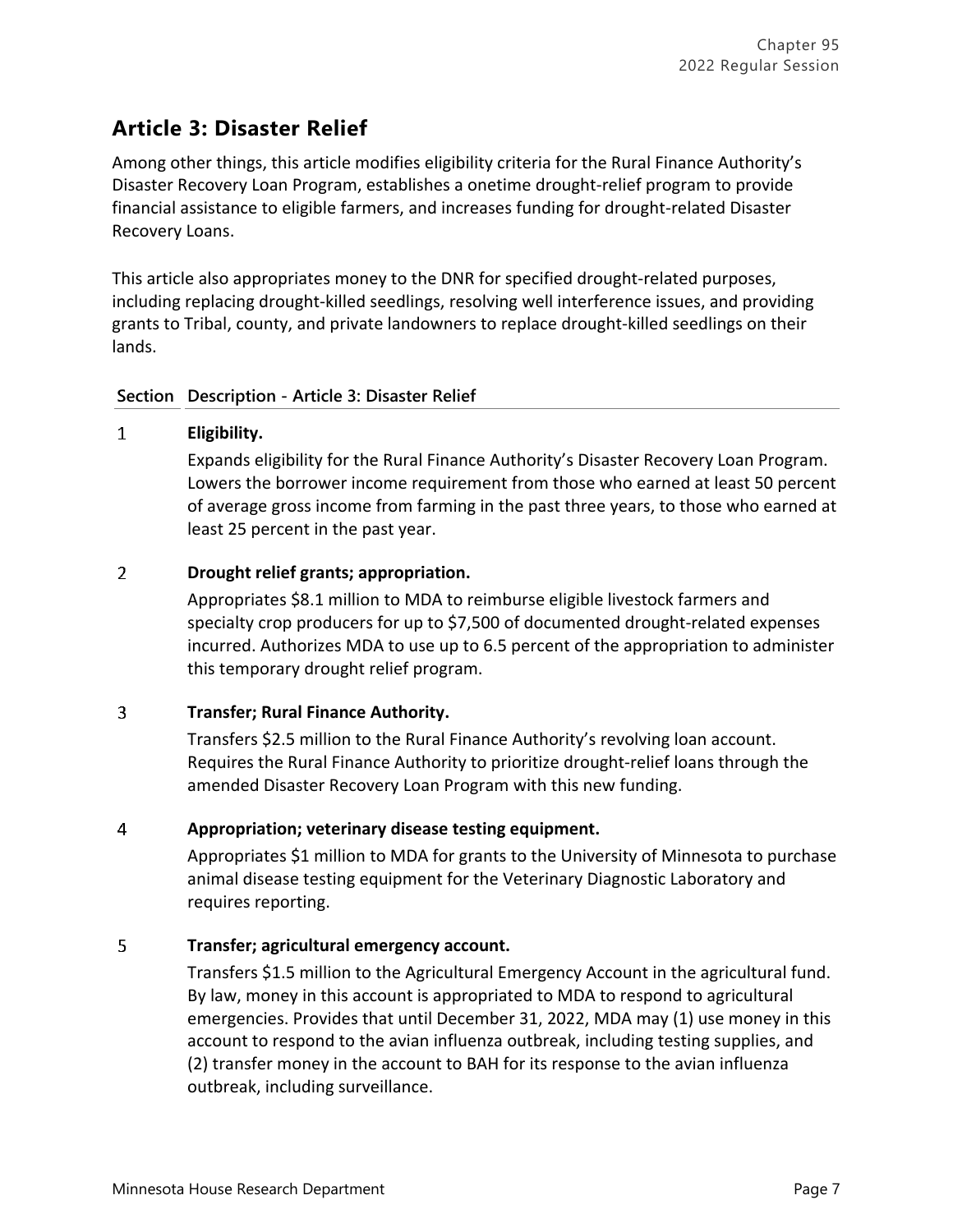## Article 3: Disaster Relief

Among other things, this article modifies eligibility criteria for the Rural Finance Authority's Disaster Recovery Loan Program, establishes a onetime drought-relief program to provide financial assistance to eligible farmers, and increases funding for drought-related Disaster Recovery Loans.

This article also appropriates money to the DNR for specified drought-related purposes, including replacing drought-killed seedlings, resolving well interference issues, and providing grants to Tribal, county, and private landowners to replace drought-killed seedlings on their lands.

| Section | Description - Article 3: Disaster Relief |
|---|---|
| 1 | **Eligibility.** Expands eligibility for the Rural Finance Authority's Disaster Recovery Loan Program. Lowers the borrower income requirement from those who earned at least 50 percent of average gross income from farming in the past three years, to those who earned at least 25 percent in the past year. |
| 2 | **Drought relief grants; appropriation.** Appropriates $8.1 million to MDA to reimburse eligible livestock farmers and specialty crop producers for up to $7,500 of documented drought-related expenses incurred. Authorizes MDA to use up to 6.5 percent of the appropriation to administer this temporary drought relief program. |
| 3 | **Transfer; Rural Finance Authority.** Transfers $2.5 million to the Rural Finance Authority's revolving loan account. Requires the Rural Finance Authority to prioritize drought-relief loans through the amended Disaster Recovery Loan Program with this new funding. |
| 4 | **Appropriation; veterinary disease testing equipment.** Appropriates $1 million to MDA for grants to the University of Minnesota to purchase animal disease testing equipment for the Veterinary Diagnostic Laboratory and requires reporting. |
| 5 | **Transfer; agricultural emergency account.** Transfers $1.5 million to the Agricultural Emergency Account in the agricultural fund. By law, money in this account is appropriated to MDA to respond to agricultural emergencies. Provides that until December 31, 2022, MDA may (1) use money in this account to respond to the avian influenza outbreak, including testing supplies, and (2) transfer money in the account to BAH for its response to the avian influenza outbreak, including surveillance. |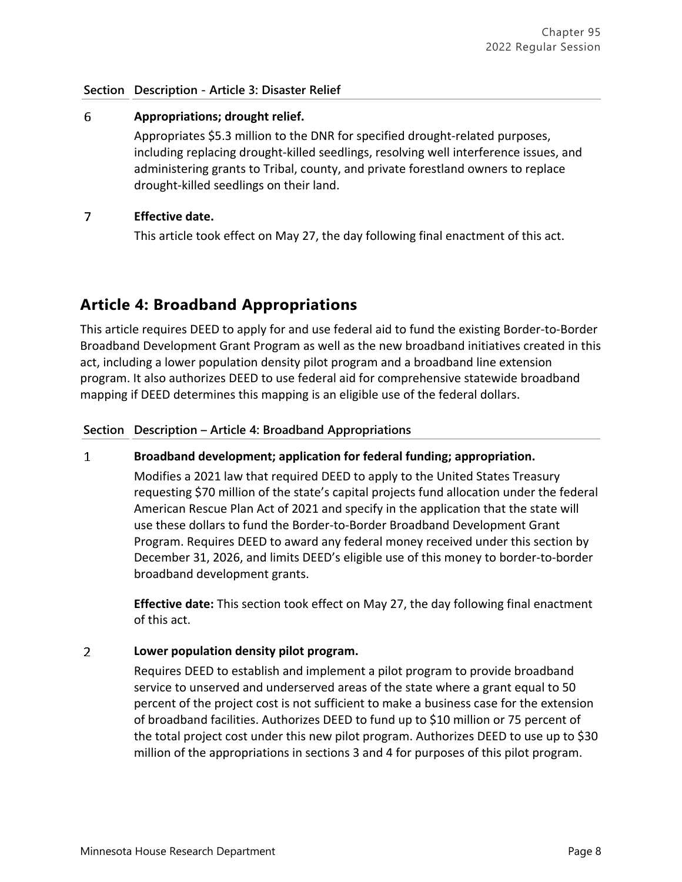| Section | Description - Article 3: Disaster Relief |
|---|---|
| 6 | **Appropriations; drought relief.** Appropriates \$5.3 million to the DNR for specified drought-related purposes, including replacing drought-killed seedlings, resolving well interference issues, and administering grants to Tribal, county, and private forestland owners to replace drought-killed seedlings on their land. |
| 7 | **Effective date.** This article took effect on May 27, the day following final enactment of this act. |

## Article 4: Broadband Appropriations

This article requires DEED to apply for and use federal aid to fund the existing Border-to-Border Broadband Development Grant Program as well as the new broadband initiatives created in this act, including a lower population density pilot program and a broadband line extension program. It also authorizes DEED to use federal aid for comprehensive statewide broadband mapping if DEED determines this mapping is an eligible use of the federal dollars.

| Section | Description – Article 4: Broadband Appropriations |
|---|---|
| 1 | **Broadband development; application for federal funding; appropriation.** Modifies a 2021 law that required DEED to apply to the United States Treasury requesting \$70 million of the state's capital projects fund allocation under the federal American Rescue Plan Act of 2021 and specify in the application that the state will use these dollars to fund the Border-to-Border Broadband Development Grant Program. Requires DEED to award any federal money received under this section by December 31, 2026, and limits DEED's eligible use of this money to border-to-border broadband development grants.<br><br>**Effective date:** This section took effect on May 27, the day following final enactment of this act. |
| 2 | **Lower population density pilot program.** Requires DEED to establish and implement a pilot program to provide broadband service to unserved and underserved areas of the state where a grant equal to 50 percent of the project cost is not sufficient to make a business case for the extension of broadband facilities. Authorizes DEED to fund up to \$10 million or 75 percent of the total project cost under this new pilot program. Authorizes DEED to use up to \$30 million of the appropriations in sections 3 and 4 for purposes of this pilot program. |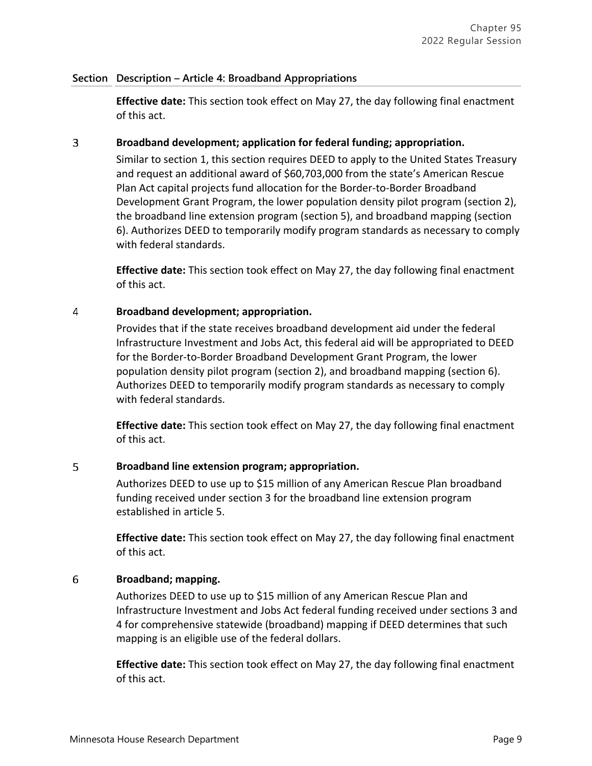| Section | Description – Article 4: Broadband Appropriations |
|---|---|
| | **Effective date:** This section took effect on May 27, the day following final enactment of this act. |
| 3 | **Broadband development; application for federal funding; appropriation.**<br>Similar to section 1, this section requires DEED to apply to the United States Treasury and request an additional award of $60,703,000 from the state's American Rescue Plan Act capital projects fund allocation for the Border-to-Border Broadband Development Grant Program, the lower population density pilot program (section 2), the broadband line extension program (section 5), and broadband mapping (section 6). Authorizes DEED to temporarily modify program standards as necessary to comply with federal standards.<br><br>**Effective date:** This section took effect on May 27, the day following final enactment of this act. |
| 4 | **Broadband development; appropriation.**<br>Provides that if the state receives broadband development aid under the federal Infrastructure Investment and Jobs Act, this federal aid will be appropriated to DEED for the Border-to-Border Broadband Development Grant Program, the lower population density pilot program (section 2), and broadband mapping (section 6). Authorizes DEED to temporarily modify program standards as necessary to comply with federal standards.<br><br>**Effective date:** This section took effect on May 27, the day following final enactment of this act. |
| 5 | **Broadband line extension program; appropriation.**<br>Authorizes DEED to use up to $15 million of any American Rescue Plan broadband funding received under section 3 for the broadband line extension program established in article 5.<br><br>**Effective date:** This section took effect on May 27, the day following final enactment of this act. |
| 6 | **Broadband; mapping.**<br>Authorizes DEED to use up to $15 million of any American Rescue Plan and Infrastructure Investment and Jobs Act federal funding received under sections 3 and 4 for comprehensive statewide (broadband) mapping if DEED determines that such mapping is an eligible use of the federal dollars.<br><br>**Effective date:** This section took effect on May 27, the day following final enactment of this act. |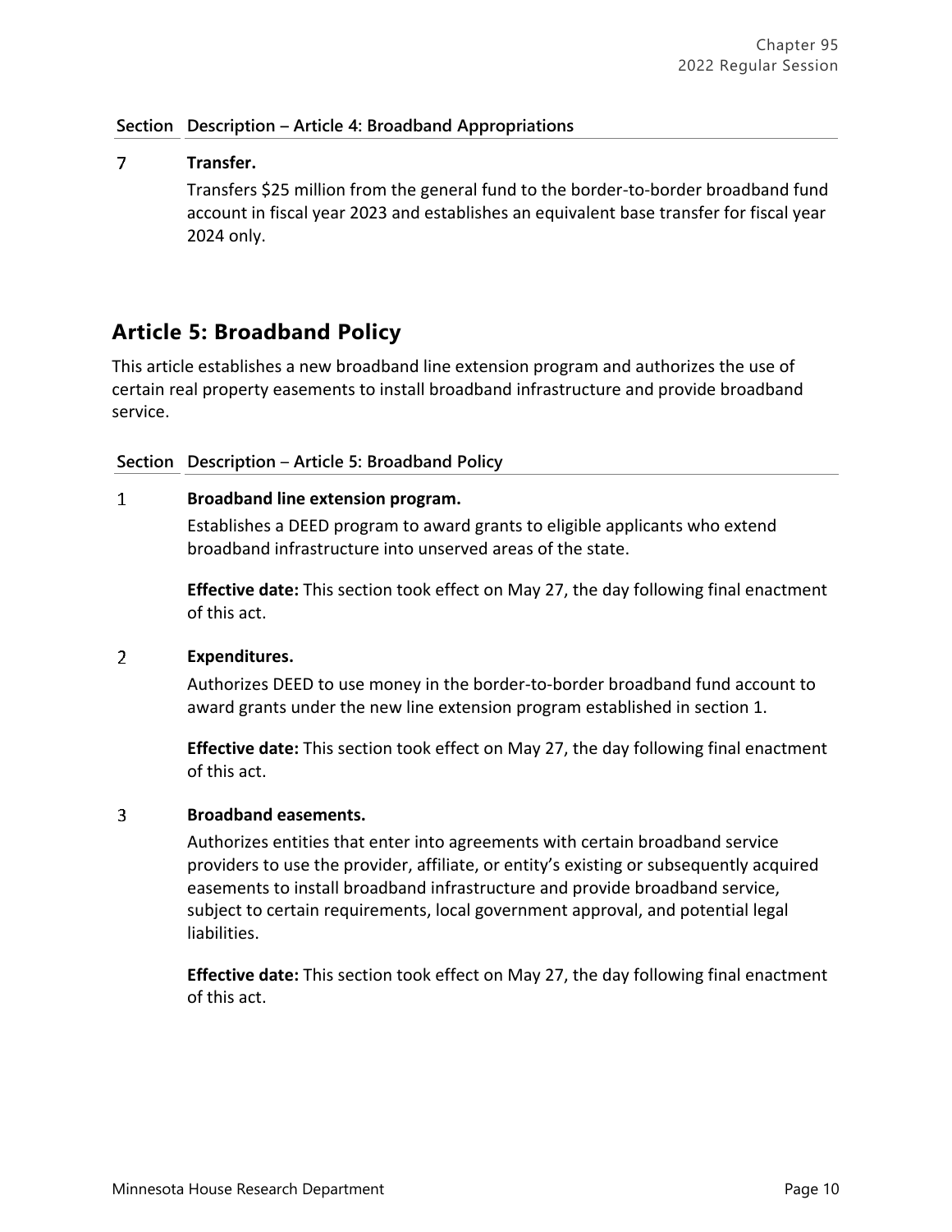| Section | Description – Article 4: Broadband Appropriations |
|---|---|
| 7 | **Transfer.**<br>Transfers $25 million from the general fund to the border-to-border broadband fund account in fiscal year 2023 and establishes an equivalent base transfer for fiscal year 2024 only. |

## Article 5: Broadband Policy

This article establishes a new broadband line extension program and authorizes the use of certain real property easements to install broadband infrastructure and provide broadband service.

| Section | Description – Article 5: Broadband Policy |
|---|---|
| 1 | **Broadband line extension program.**<br>Establishes a DEED program to award grants to eligible applicants who extend broadband infrastructure into unserved areas of the state.<br><br>**Effective date:** This section took effect on May 27, the day following final enactment of this act. |
| 2 | **Expenditures.**<br>Authorizes DEED to use money in the border-to-border broadband fund account to award grants under the new line extension program established in section 1.<br><br>**Effective date:** This section took effect on May 27, the day following final enactment of this act. |
| 3 | **Broadband easements.**<br>Authorizes entities that enter into agreements with certain broadband service providers to use the provider, affiliate, or entity's existing or subsequently acquired easements to install broadband infrastructure and provide broadband service, subject to certain requirements, local government approval, and potential legal liabilities.<br><br>**Effective date:** This section took effect on May 27, the day following final enactment of this act. |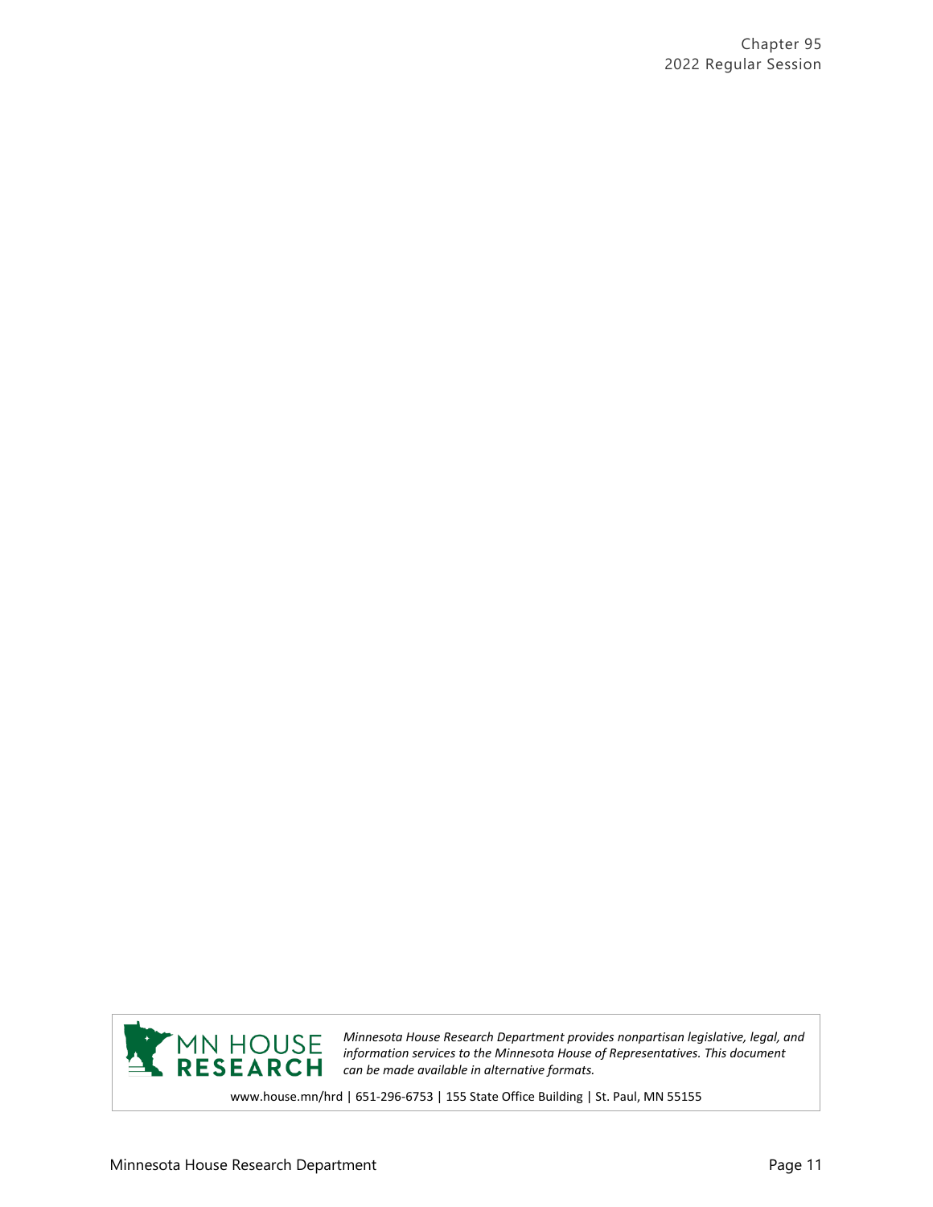MN HOUSE RESEARCH

*Minnesota House Research Department provides nonpartisan legislative, legal, and information services to the Minnesota House of Representatives. This document can be made available in alternative formats.*

www.house.mn/hrd | 651-296-6753 | 155 State Office Building | St. Paul, MN 55155